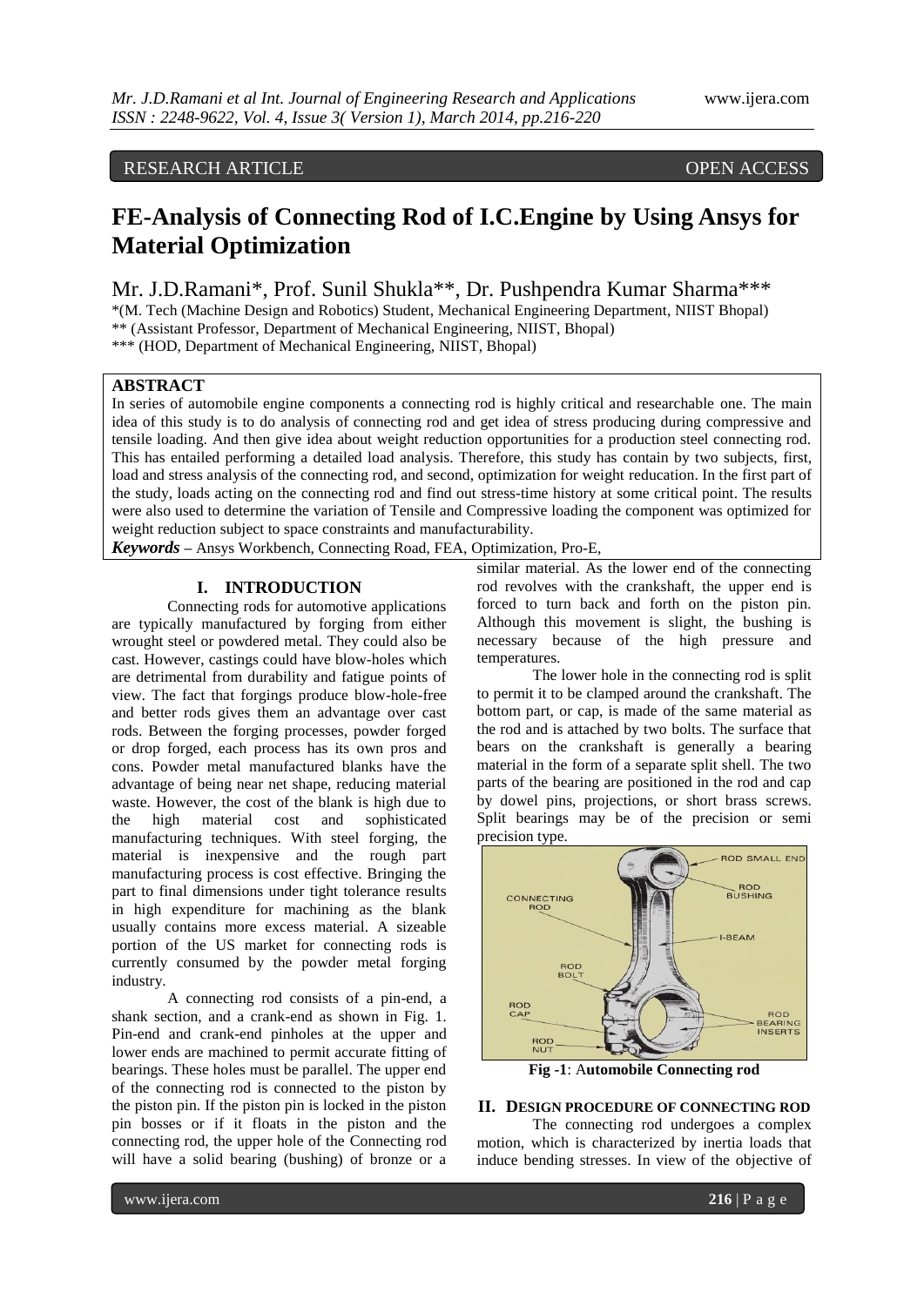RESEARCH ARTICLE OPEN ACCESS

# FE-Analysis of Connecting Rod of I.C.Engine by Using Ansys for Material Optimization

Mr. J.D.Ramani*, Prof. Sunil Shukla**, Dr. Pushpendra Kumar Sharma***

*(M. Tech (Machine Design and Robotics) Student, Mechanical Engineering Department, NIIST Bhopal)
** (Assistant Professor, Department of Mechanical Engineering, NIIST, Bhopal)
*** (HOD, Department of Mechanical Engineering, NIIST, Bhopal)

## ABSTRACT

In series of automobile engine components a connecting rod is highly critical and researchable one. The main idea of this study is to do analysis of connecting rod and get idea of stress producing during compressive and tensile loading. And then give idea about weight reduction opportunities for a production steel connecting rod. This has entailed performing a detailed load analysis. Therefore, this study has contain by two subjects, first, load and stress analysis of the connecting rod, and second, optimization for weight reducation. In the first part of the study, loads acting on the connecting rod and find out stress-time history at some critical point. The results were also used to determine the variation of Tensile and Compressive loading the component was optimized for weight reduction subject to space constraints and manufacturability.

***Keywords*** – Ansys Workbench, Connecting Road, FEA, Optimization, Pro-E,

## I. INTRODUCTION

Connecting rods for automotive applications are typically manufactured by forging from either wrought steel or powdered metal. They could also be cast. However, castings could have blow-holes which are detrimental from durability and fatigue points of view. The fact that forgings produce blow-hole-free and better rods gives them an advantage over cast rods. Between the forging processes, powder forged or drop forged, each process has its own pros and cons. Powder metal manufactured blanks have the advantage of being near net shape, reducing material waste. However, the cost of the blank is high due to the high material cost and sophisticated manufacturing techniques. With steel forging, the material is inexpensive and the rough part manufacturing process is cost effective. Bringing the part to final dimensions under tight tolerance results in high expenditure for machining as the blank usually contains more excess material. A sizeable portion of the US market for connecting rods is currently consumed by the powder metal forging industry.

A connecting rod consists of a pin-end, a shank section, and a crank-end as shown in Fig. 1. Pin-end and crank-end pinholes at the upper and lower ends are machined to permit accurate fitting of bearings. These holes must be parallel. The upper end of the connecting rod is connected to the piston by the piston pin. If the piston pin is locked in the piston pin bosses or if it floats in the piston and the connecting rod, the upper hole of the Connecting rod will have a solid bearing (bushing) of bronze or a similar material. As the lower end of the connecting rod revolves with the crankshaft, the upper end is forced to turn back and forth on the piston pin. Although this movement is slight, the bushing is necessary because of the high pressure and temperatures.

The lower hole in the connecting rod is split to permit it to be clamped around the crankshaft. The bottom part, or cap, is made of the same material as the rod and is attached by two bolts. The surface that bears on the crankshaft is generally a bearing material in the form of a separate split shell. The two parts of the bearing are positioned in the rod and cap by dowel pins, projections, or short brass screws. Split bearings may be of the precision or semi precision type.

**Fig -1**: **Automobile Connecting rod**

## II. DESIGN PROCEDURE OF CONNECTING ROD

The connecting rod undergoes a complex motion, which is characterized by inertia loads that induce bending stresses. In view of the objective of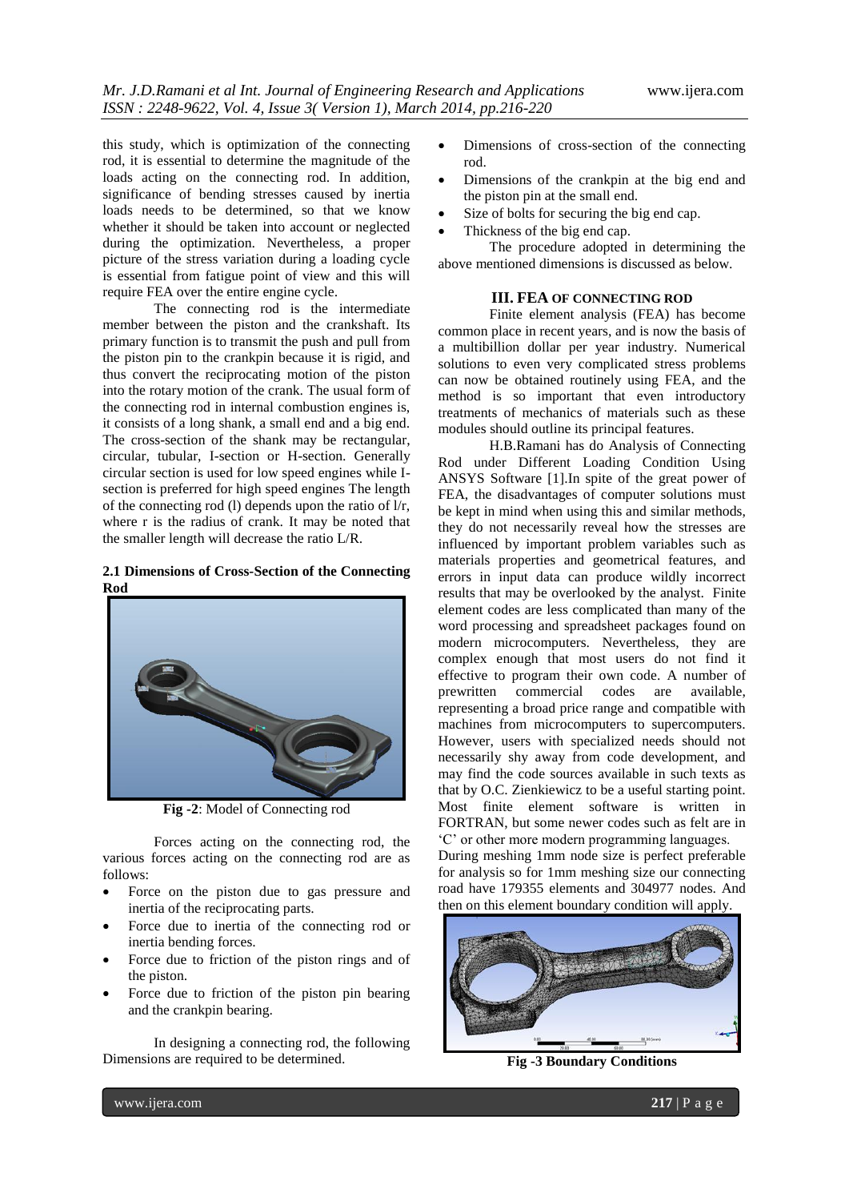this study, which is optimization of the connecting rod, it is essential to determine the magnitude of the loads acting on the connecting rod. In addition, significance of bending stresses caused by inertia loads needs to be determined, so that we know whether it should be taken into account or neglected during the optimization. Nevertheless, a proper picture of the stress variation during a loading cycle is essential from fatigue point of view and this will require FEA over the entire engine cycle.

The connecting rod is the intermediate member between the piston and the crankshaft. Its primary function is to transmit the push and pull from the piston pin to the crankpin because it is rigid, and thus convert the reciprocating motion of the piston into the rotary motion of the crank. The usual form of the connecting rod in internal combustion engines is, it consists of a long shank, a small end and a big end. The cross-section of the shank may be rectangular, circular, tubular, I-section or H-section. Generally circular section is used for low speed engines while I-section is preferred for high speed engines The length of the connecting rod (l) depends upon the ratio of l/r, where r is the radius of crank. It may be noted that the smaller length will decrease the ratio L/R.

### 2.1 Dimensions of Cross-Section of the Connecting Rod

**Fig -2**: Model of Connecting rod

Forces acting on the connecting rod, the various forces acting on the connecting rod are as follows:

- Force on the piston due to gas pressure and inertia of the reciprocating parts.
- Force due to inertia of the connecting rod or inertia bending forces.
- Force due to friction of the piston rings and of the piston.
- Force due to friction of the piston pin bearing and the crankpin bearing.

In designing a connecting rod, the following Dimensions are required to be determined.

- Dimensions of cross-section of the connecting rod.
- Dimensions of the crankpin at the big end and the piston pin at the small end.
- Size of bolts for securing the big end cap.
- Thickness of the big end cap.

The procedure adopted in determining the above mentioned dimensions is discussed as below.

## III. FEA OF CONNECTING ROD

Finite element analysis (FEA) has become common place in recent years, and is now the basis of a multibillion dollar per year industry. Numerical solutions to even very complicated stress problems can now be obtained routinely using FEA, and the method is so important that even introductory treatments of mechanics of materials such as these modules should outline its principal features.

H.B.Ramani has do Analysis of Connecting Rod under Different Loading Condition Using ANSYS Software [1].In spite of the great power of FEA, the disadvantages of computer solutions must be kept in mind when using this and similar methods, they do not necessarily reveal how the stresses are influenced by important problem variables such as materials properties and geometrical features, and errors in input data can produce wildly incorrect results that may be overlooked by the analyst. Finite element codes are less complicated than many of the word processing and spreadsheet packages found on modern microcomputers. Nevertheless, they are complex enough that most users do not find it effective to program their own code. A number of prewritten commercial codes are available, representing a broad price range and compatible with machines from microcomputers to supercomputers. However, users with specialized needs should not necessarily shy away from code development, and may find the code sources available in such texts as that by O.C. Zienkiewicz to be a useful starting point. Most finite element software is written in FORTRAN, but some newer codes such as felt are in 'C' or other more modern programming languages.

During meshing 1mm node size is perfect preferable for analysis so for 1mm meshing size our connecting road have 179355 elements and 304977 nodes. And then on this element boundary condition will apply.

**Fig -3 Boundary Conditions**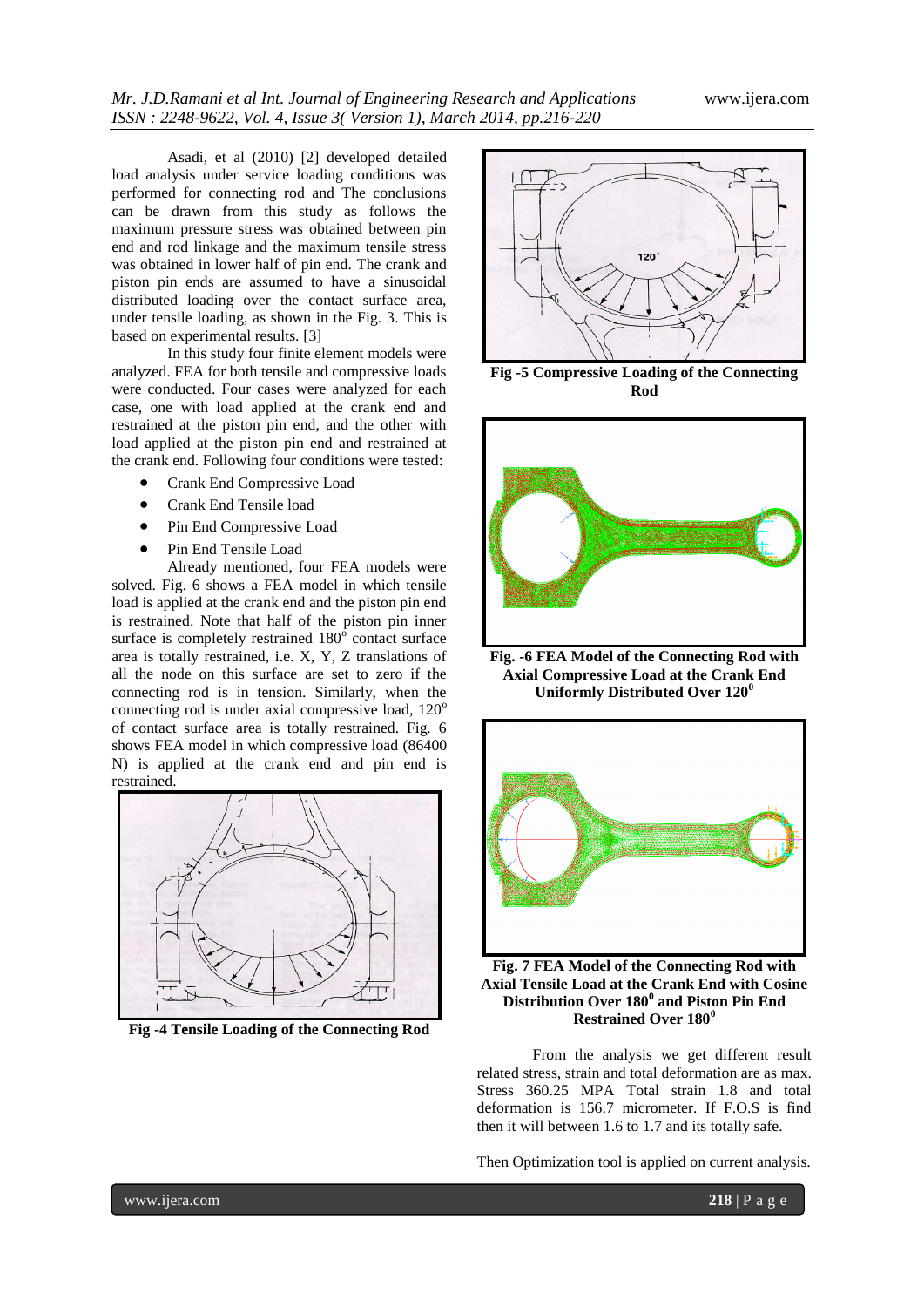Asadi, et al (2010) [2] developed detailed load analysis under service loading conditions was performed for connecting rod and The conclusions can be drawn from this study as follows the maximum pressure stress was obtained between pin end and rod linkage and the maximum tensile stress was obtained in lower half of pin end. The crank and piston pin ends are assumed to have a sinusoidal distributed loading over the contact surface area, under tensile loading, as shown in the Fig. 3. This is based on experimental results. [3]

In this study four finite element models were analyzed. FEA for both tensile and compressive loads were conducted. Four cases were analyzed for each case, one with load applied at the crank end and restrained at the piston pin end, and the other with load applied at the piston pin end and restrained at the crank end. Following four conditions were tested:

- Crank End Compressive Load
- Crank End Tensile load
- Pin End Compressive Load
- Pin End Tensile Load

Already mentioned, four FEA models were solved. Fig. 6 shows a FEA model in which tensile load is applied at the crank end and the piston pin end is restrained. Note that half of the piston pin inner surface is completely restrained $180^o$ contact surface area is totally restrained, i.e. X, Y, Z translations of all the node on this surface are set to zero if the connecting rod is in tension. Similarly, when the connecting rod is under axial compressive load, $120^o$ of contact surface area is totally restrained. Fig. 6 shows FEA model in which compressive load (86400 N) is applied at the crank end and pin end is restrained.

**Fig -4 Tensile Loading of the Connecting Rod**

**Fig -5 Compressive Loading of the Connecting Rod**

**Fig. -6 FEA Model of the Connecting Rod with Axial Compressive Load at the Crank End Uniformly Distributed Over $120^0$**

**Fig. 7 FEA Model of the Connecting Rod with Axial Tensile Load at the Crank End with Cosine Distribution Over $180^0$ and Piston Pin End Restrained Over $180^0$**

From the analysis we get different result related stress, strain and total deformation are as max. Stress 360.25 MPA Total strain 1.8 and total deformation is 156.7 micrometer. If F.O.S is find then it will between 1.6 to 1.7 and its totally safe.

Then Optimization tool is applied on current analysis.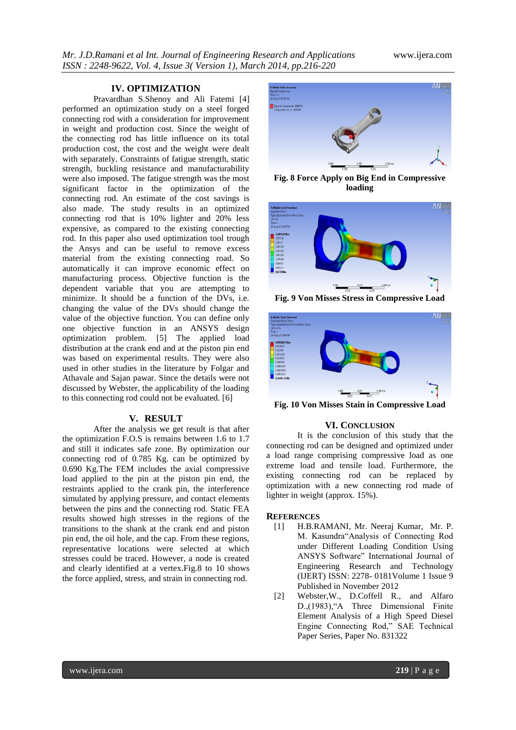## IV. OPTIMIZATION

Pravardhan S.Shenoy and Ali Fatemi [4] performed an optimization study on a steel forged connecting rod with a consideration for improvement in weight and production cost. Since the weight of the connecting rod has little influence on its total production cost, the cost and the weight were dealt with separately. Constraints of fatigue strength, static strength, buckling resistance and manufacturability were also imposed. The fatigue strength was the most significant factor in the optimization of the connecting rod. An estimate of the cost savings is also made. The study results in an optimized connecting rod that is 10% lighter and 20% less expensive, as compared to the existing connecting rod. In this paper also used optimization tool trough the Ansys and can be useful to remove excess material from the existing connecting road. So automatically it can improve economic effect on manufacturing process. Objective function is the dependent variable that you are attempting to minimize. It should be a function of the DVs, i.e. changing the value of the DVs should change the value of the objective function. You can define only one objective function in an ANSYS design optimization problem. [5] The applied load distribution at the crank end and at the piston pin end was based on experimental results. They were also used in other studies in the literature by Folgar and Athavale and Sajan pawar. Since the details were not discussed by Webster, the applicability of the loading to this connecting rod could not be evaluated. [6]

## V. RESULT

After the analysis we get result is that after the optimization F.O.S is remains between 1.6 to 1.7 and still it indicates safe zone. By optimization our connecting rod of 0.785 Kg. can be optimized by 0.690 Kg.The FEM includes the axial compressive load applied to the pin at the piston pin end, the restraints applied to the crank pin, the interference simulated by applying pressure, and contact elements between the pins and the connecting rod. Static FEA results showed high stresses in the regions of the transitions to the shank at the crank end and piston pin end, the oil hole, and the cap. From these regions, representative locations were selected at which stresses could be traced. However, a node is created and clearly identified at a vertex.Fig.8 to 10 shows the force applied, stress, and strain in connecting rod.

**Fig. 8 Force Apply on Big End in Compressive loading**

**Fig. 9 Von Misses Stress in Compressive Load**

**Fig. 10 Von Misses Stain in Compressive Load**

## VI. CONCLUSION

It is the conclusion of this study that the connecting rod can be designed and optimized under a load range comprising compressive load as one extreme load and tensile load. Furthermore, the existing connecting rod can be replaced by optimization with a new connecting rod made of lighter in weight (approx. 15%).

## REFERENCES

[1] H.B.RAMANI, Mr. Neeraj Kumar, Mr. P. M. Kasundra"Analysis of Connecting Rod under Different Loading Condition Using ANSYS Software" International Journal of Engineering Research and Technology (IJERT) ISSN: 2278- 0181Volume 1 Issue 9 Published in November 2012

[2] Webster,W., D.Coffell R., and Alfaro D.,(1983),"A Three Dimensional Finite Element Analysis of a High Speed Diesel Engine Connecting Rod," SAE Technical Paper Series, Paper No. 831322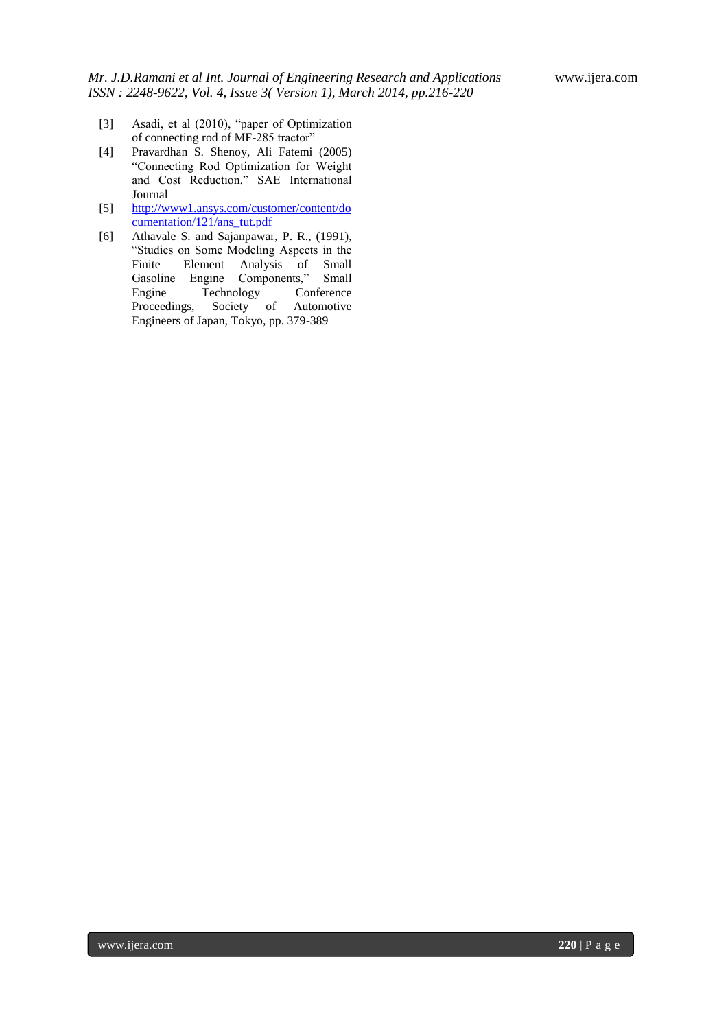[3] Asadi, et al (2010), "paper of Optimization of connecting rod of MF-285 tractor"

[4] Pravardhan S. Shenoy, Ali Fatemi (2005) "Connecting Rod Optimization for Weight and Cost Reduction." SAE International Journal

[5] http://www1.ansys.com/customer/content/documentation/121/ans_tut.pdf

[6] Athavale S. and Sajanpawar, P. R., (1991), "Studies on Some Modeling Aspects in the Finite Element Analysis of Small Gasoline Engine Components," Small Engine Technology Conference Proceedings, Society of Automotive Engineers of Japan, Tokyo, pp. 379-389